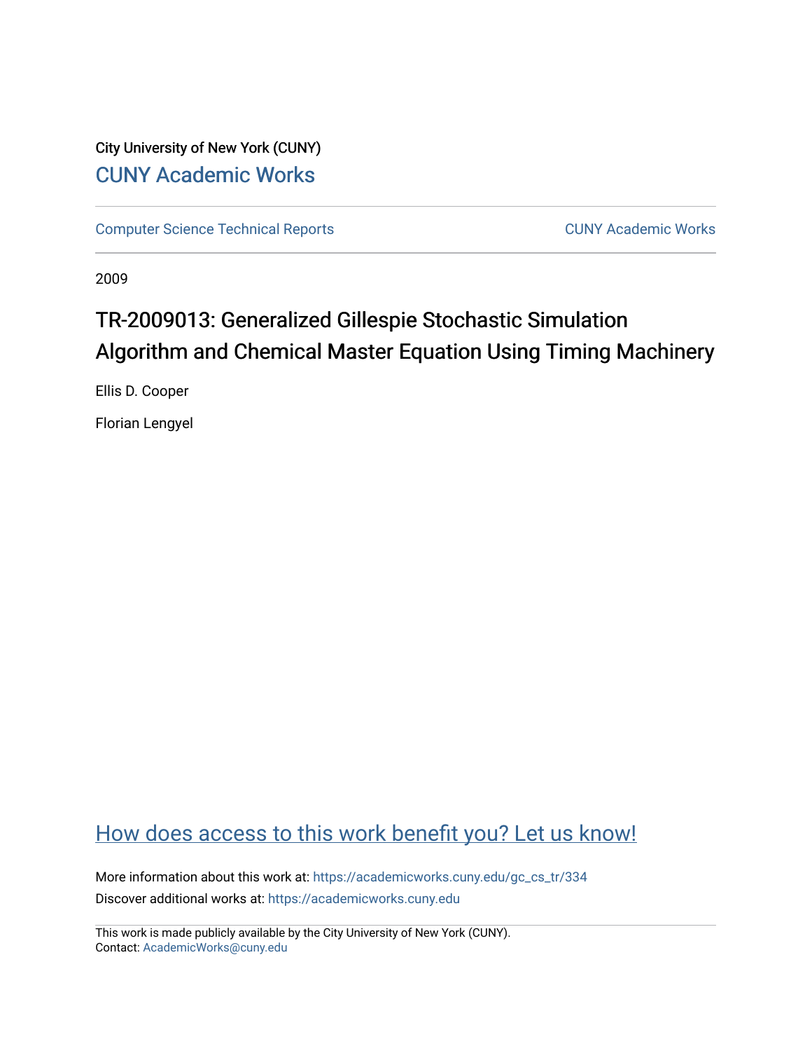City University of New York (CUNY)

CUNY Academic Works

Computer Science Technical Reports | CUNY Academic Works

2009

# TR-2009013: Generalized Gillespie Stochastic Simulation Algorithm and Chemical Master Equation Using Timing Machinery

Ellis D. Cooper

Florian Lengyel

How does access to this work benefit you? Let us know!

More information about this work at: https://academicworks.cuny.edu/gc_cs_tr/334

Discover additional works at: https://academicworks.cuny.edu

This work is made publicly available by the City University of New York (CUNY).
Contact: AcademicWorks@cuny.edu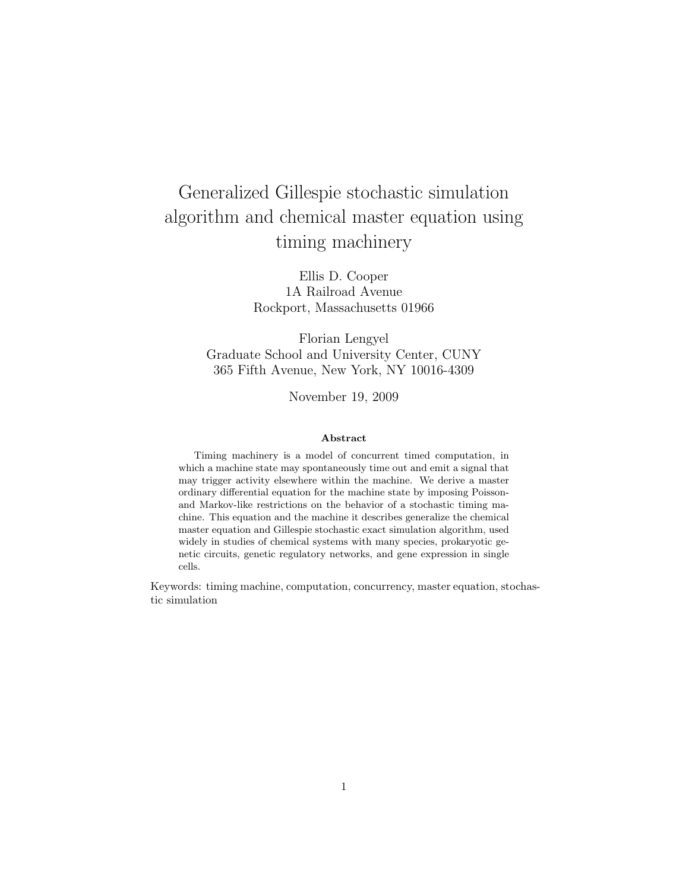# Generalized Gillespie stochastic simulation algorithm and chemical master equation using timing machinery

Ellis D. Cooper
1A Railroad Avenue
Rockport, Massachusetts 01966

Florian Lengyel
Graduate School and University Center, CUNY
365 Fifth Avenue, New York, NY 10016-4309

November 19, 2009

**Abstract**

Timing machinery is a model of concurrent timed computation, in which a machine state may spontaneously time out and emit a signal that may trigger activity elsewhere within the machine. We derive a master ordinary differential equation for the machine state by imposing Poisson- and Markov-like restrictions on the behavior of a stochastic timing machine. This equation and the machine it describes generalize the chemical master equation and Gillespie stochastic exact simulation algorithm, used widely in studies of chemical systems with many species, prokaryotic genetic circuits, genetic regulatory networks, and gene expression in single cells.

Keywords: timing machine, computation, concurrency, master equation, stochastic simulation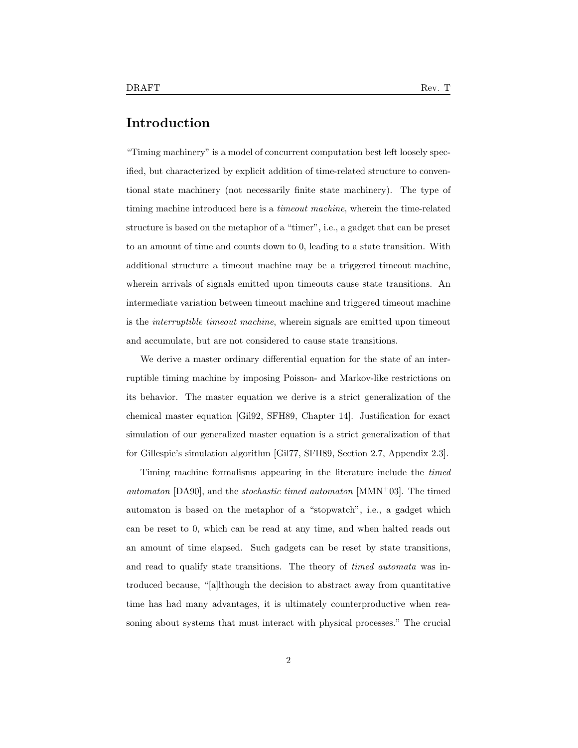## Introduction

"Timing machinery" is a model of concurrent computation best left loosely specified, but characterized by explicit addition of time-related structure to conventional state machinery (not necessarily finite state machinery). The type of timing machine introduced here is a *timeout machine*, wherein the time-related structure is based on the metaphor of a "timer", i.e., a gadget that can be preset to an amount of time and counts down to 0, leading to a state transition. With additional structure a timeout machine may be a triggered timeout machine, wherein arrivals of signals emitted upon timeouts cause state transitions. An intermediate variation between timeout machine and triggered timeout machine is the *interruptible timeout machine*, wherein signals are emitted upon timeout and accumulate, but are not considered to cause state transitions.

We derive a master ordinary differential equation for the state of an interruptible timing machine by imposing Poisson- and Markov-like restrictions on its behavior. The master equation we derive is a strict generalization of the chemical master equation [Gil92, SFH89, Chapter 14]. Justification for exact simulation of our generalized master equation is a strict generalization of that for Gillespie's simulation algorithm [Gil77, SFH89, Section 2.7, Appendix 2.3].

Timing machine formalisms appearing in the literature include the *timed automaton* [DA90], and the *stochastic timed automaton* [MMN+03]. The timed automaton is based on the metaphor of a "stopwatch", i.e., a gadget which can be reset to 0, which can be read at any time, and when halted reads out an amount of time elapsed. Such gadgets can be reset by state transitions, and read to qualify state transitions. The theory of *timed automata* was introduced because, "[a]lthough the decision to abstract away from quantitative time has had many advantages, it is ultimately counterproductive when reasoning about systems that must interact with physical processes." The crucial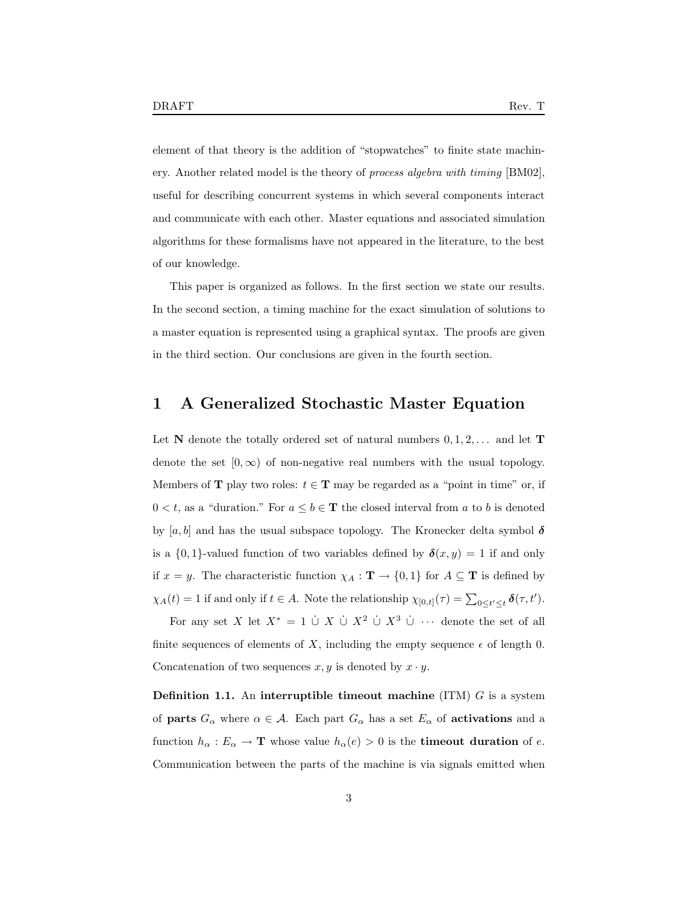element of that theory is the addition of "stopwatches" to finite state machinery. Another related model is the theory of *process algebra with timing* [BM02], useful for describing concurrent systems in which several components interact and communicate with each other. Master equations and associated simulation algorithms for these formalisms have not appeared in the literature, to the best of our knowledge.

This paper is organized as follows. In the first section we state our results. In the second section, a timing machine for the exact simulation of solutions to a master equation is represented using a graphical syntax. The proofs are given in the third section. Our conclusions are given in the fourth section.

# 1 A Generalized Stochastic Master Equation

Let $\mathbf{N}$ denote the totally ordered set of natural numbers $0, 1, 2, \ldots$ and let $\mathbf{T}$ denote the set $[0, \infty)$ of non-negative real numbers with the usual topology. Members of $\mathbf{T}$ play two roles: $t \in \mathbf{T}$ may be regarded as a "point in time" or, if $0 < t$, as a "duration." For $a \leq b \in \mathbf{T}$ the closed interval from $a$ to $b$ is denoted by $[a, b]$ and has the usual subspace topology. The Kronecker delta symbol $\boldsymbol{\delta}$ is a $\{0, 1\}$-valued function of two variables defined by $\boldsymbol{\delta}(x, y) = 1$ if and only if $x = y$. The characteristic function $\chi_A : \mathbf{T} \to \{0, 1\}$ for $A \subseteq \mathbf{T}$ is defined by $\chi_A(t) = 1$ if and only if $t \in A$. Note the relationship $\chi_{[0,t]}(\tau) = \sum_{0 \leq t' \leq t} \boldsymbol{\delta}(\tau, t')$.

For any set $X$ let $X^* = 1 \,\dot\cup\, X \,\dot\cup\, X^2 \,\dot\cup\, X^3 \,\dot\cup\, \cdots$ denote the set of all finite sequences of elements of $X$, including the empty sequence $\epsilon$ of length 0. Concatenation of two sequences $x, y$ is denoted by $x \cdot y$.

**Definition 1.1.** An **interruptible timeout machine** (ITM) $G$ is a system of **parts** $G_\alpha$ where $\alpha \in \mathcal{A}$. Each part $G_\alpha$ has a set $E_\alpha$ of **activations** and a function $h_\alpha : E_\alpha \to \mathbf{T}$ whose value $h_\alpha(e) > 0$ is the **timeout duration** of $e$. Communication between the parts of the machine is via signals emitted when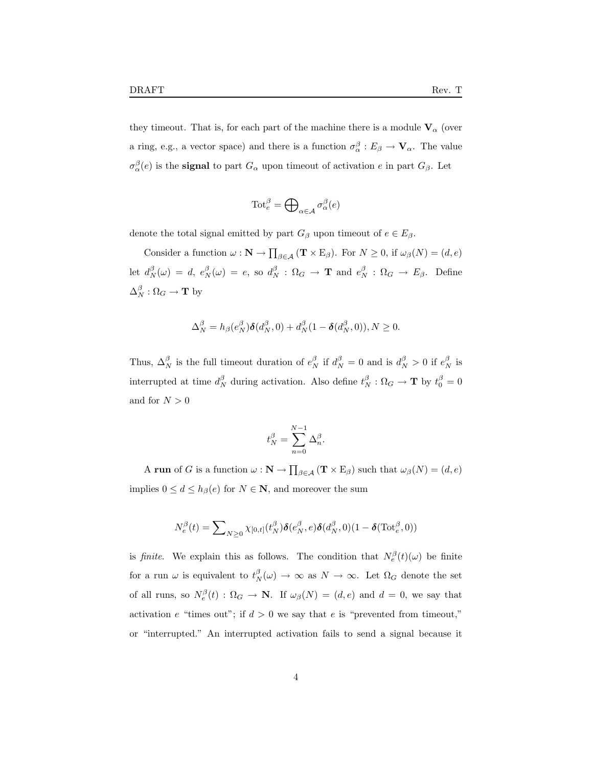they timeout. That is, for each part of the machine there is a module $\mathbf{V}_\alpha$ (over a ring, e.g., a vector space) and there is a function $\sigma^\beta_\alpha : E_\beta \to \mathbf{V}_\alpha$. The value $\sigma^\beta_\alpha(e)$ is the **signal** to part $G_\alpha$ upon timeout of activation $e$ in part $G_\beta$. Let

$$\mathrm{Tot}^\beta_e = \bigoplus\nolimits_{\alpha\in\mathcal{A}} \sigma^\beta_\alpha(e)$$

denote the total signal emitted by part $G_\beta$ upon timeout of $e \in E_\beta$.

Consider a function $\omega : \mathbf{N} \to \prod_{\beta\in\mathcal{A}} (\mathbf{T} \times \mathrm{E}_\beta)$. For $N \geq 0$, if $\omega_\beta(N) = (d, e)$ let $d^\beta_N(\omega) = d$, $e^\beta_N(\omega) = e$, so $d^\beta_N : \Omega_G \to \mathbf{T}$ and $e^\beta_N : \Omega_G \to E_\beta$. Define $\Delta^\beta_N : \Omega_G \to \mathbf{T}$ by

$$\Delta^\beta_N = h_\beta(e^\beta_N)\boldsymbol{\delta}(d^\beta_N, 0) + d^\beta_N(1 - \boldsymbol{\delta}(d^\beta_N, 0)), N \geq 0.$$

Thus, $\Delta^\beta_N$ is the full timeout duration of $e^\beta_N$ if $d^\beta_N = 0$ and is $d^\beta_N > 0$ if $e^\beta_N$ is interrupted at time $d^\beta_N$ during activation. Also define $t^\beta_N : \Omega_G \to \mathbf{T}$ by $t^\beta_0 = 0$ and for $N > 0$

$$t^\beta_N = \sum_{n=0}^{N-1} \Delta^\beta_n.$$

A **run** of $G$ is a function $\omega : \mathbf{N} \to \prod_{\beta\in\mathcal{A}} (\mathbf{T} \times \mathrm{E}_\beta)$ such that $\omega_\beta(N) = (d, e)$ implies $0 \leq d \leq h_\beta(e)$ for $N \in \mathbf{N}$, and moreover the sum

$$N^\beta_e(t) = \sum\nolimits_{N\geq 0} \chi_{[0,t]}(t^\beta_N)\boldsymbol{\delta}(e^\beta_N, e)\boldsymbol{\delta}(d^\beta_N, 0)(1 - \boldsymbol{\delta}(\mathrm{Tot}^\beta_e, 0))$$

is *finite*. We explain this as follows. The condition that $N^\beta_e(t)(\omega)$ be finite for a run $\omega$ is equivalent to $t^\beta_N(\omega) \to \infty$ as $N \to \infty$. Let $\Omega_G$ denote the set of all runs, so $N^\beta_e(t) : \Omega_G \to \mathbf{N}$. If $\omega_\beta(N) = (d, e)$ and $d = 0$, we say that activation $e$ "times out"; if $d > 0$ we say that $e$ is "prevented from timeout," or "interrupted." An interrupted activation fails to send a signal because it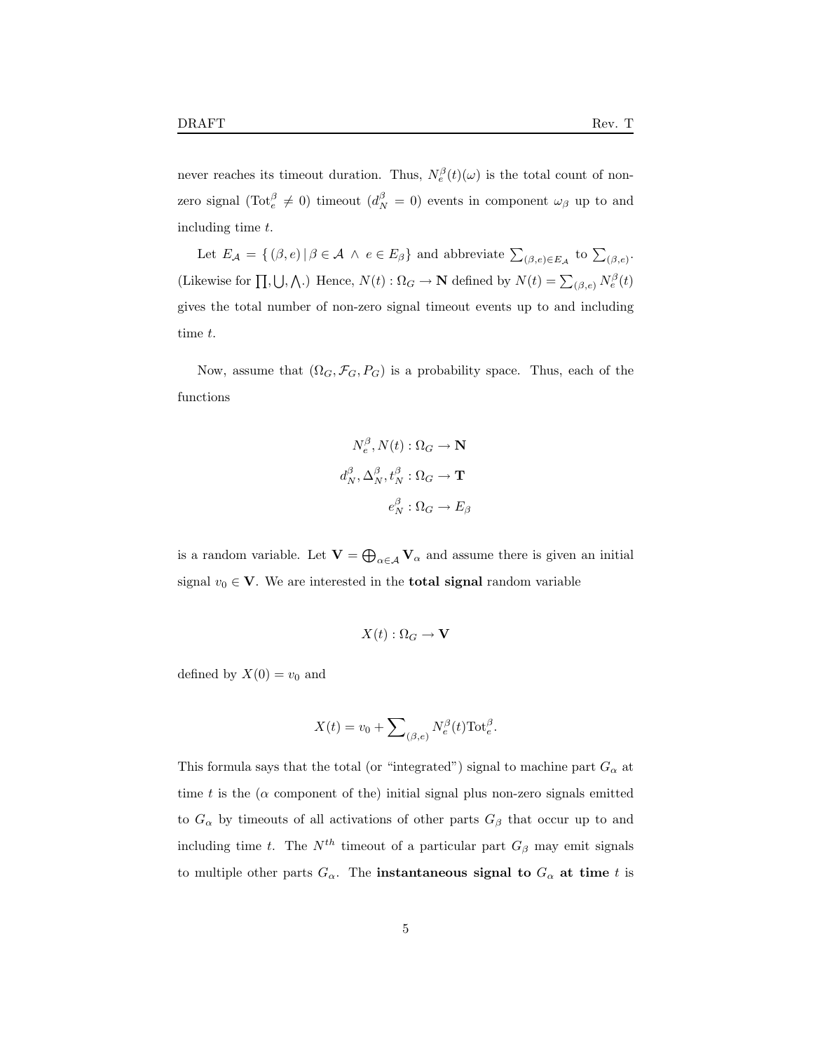never reaches its timeout duration. Thus, $N_e^\beta(t)(\omega)$ is the total count of non-zero signal ($\mathrm{Tot}_e^\beta \neq 0$) timeout ($d_N^\beta = 0$) events in component $\omega_\beta$ up to and including time $t$.

Let $E_{\mathcal{A}} = \{\, (\beta, e) \,|\, \beta \in \mathcal{A} \,\wedge\, e \in E_\beta \}$ and abbreviate $\sum_{(\beta,e)\in E_{\mathcal{A}}}$ to $\sum_{(\beta,e)}$. (Likewise for $\prod, \bigcup, \bigwedge$.) Hence, $N(t) : \Omega_G \to \mathbf{N}$ defined by $N(t) = \sum_{(\beta,e)} N_e^\beta(t)$ gives the total number of non-zero signal timeout events up to and including time $t$.

Now, assume that $(\Omega_G, \mathcal{F}_G, P_G)$ is a probability space. Thus, each of the functions

$$
\begin{aligned}
N_e^\beta, N(t) &: \Omega_G \to \mathbf{N} \\
d_N^\beta, \Delta_N^\beta, t_N^\beta &: \Omega_G \to \mathbf{T} \\
e_N^\beta &: \Omega_G \to E_\beta
\end{aligned}
$$

is a random variable. Let $\mathbf{V} = \bigoplus_{\alpha \in \mathcal{A}} \mathbf{V}_\alpha$ and assume there is given an initial signal $v_0 \in \mathbf{V}$. We are interested in the **total signal** random variable

$$
X(t) : \Omega_G \to \mathbf{V}
$$

defined by $X(0) = v_0$ and

$$
X(t) = v_0 + \sum\nolimits_{(\beta,e)} N_e^\beta(t) \mathrm{Tot}_e^\beta.
$$

This formula says that the total (or "integrated") signal to machine part $G_\alpha$ at time $t$ is the ($\alpha$ component of the) initial signal plus non-zero signals emitted to $G_\alpha$ by timeouts of all activations of other parts $G_\beta$ that occur up to and including time $t$. The $N^{th}$ timeout of a particular part $G_\beta$ may emit signals to multiple other parts $G_\alpha$. The **instantaneous signal to $G_\alpha$ at time $t$** is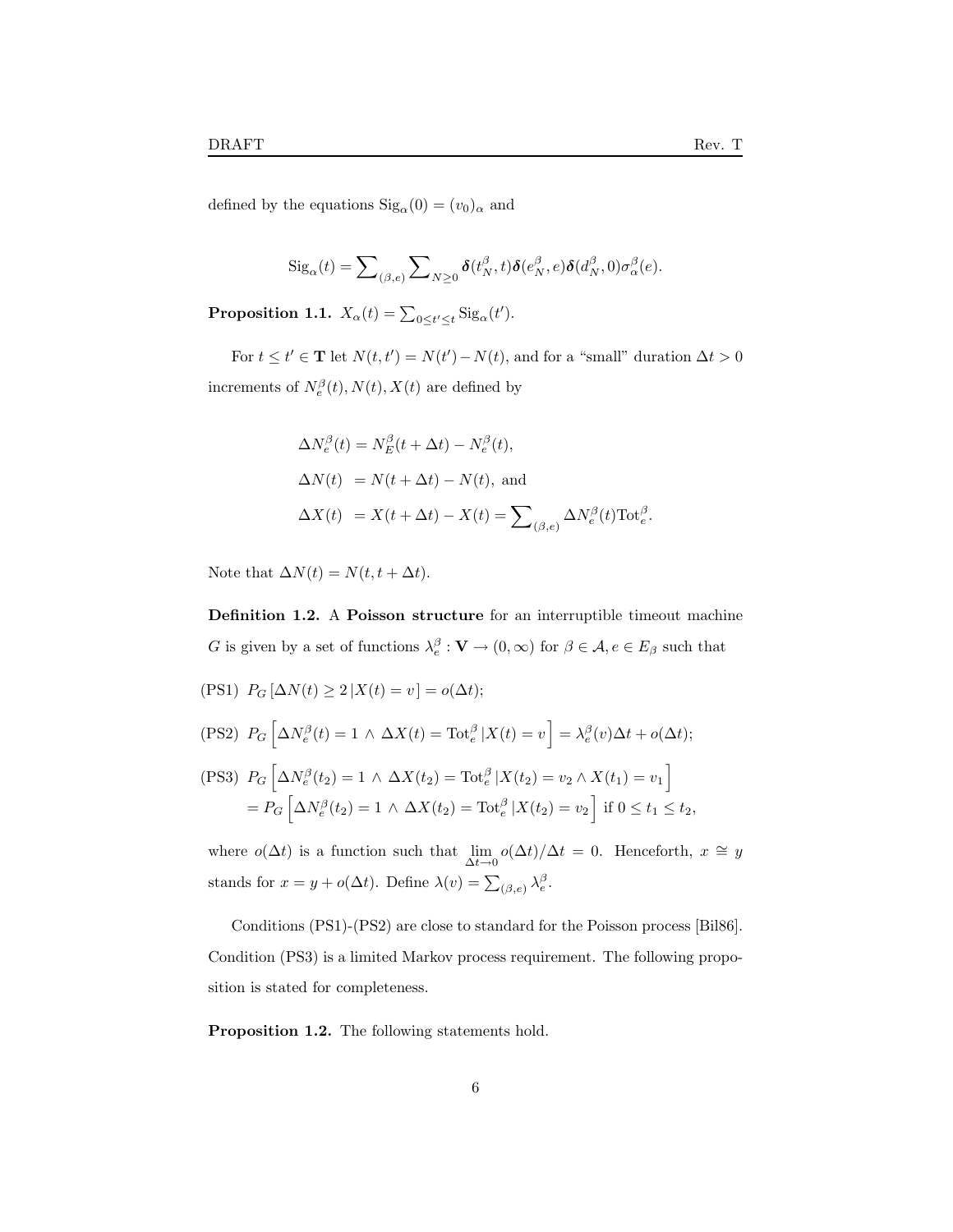defined by the equations $\mathrm{Sig}_\alpha(0) = (v_0)_\alpha$ and

$$\mathrm{Sig}_\alpha(t) = \sum\nolimits_{(\beta,e)} \sum\nolimits_{N \geq 0} \boldsymbol{\delta}(t_N^\beta, t)\boldsymbol{\delta}(e_N^\beta, e)\boldsymbol{\delta}(d_N^\beta, 0)\sigma_\alpha^\beta(e).$$

**Proposition 1.1.** $X_\alpha(t) = \sum_{0 \leq t' \leq t} \mathrm{Sig}_\alpha(t')$.

For $t \leq t' \in \mathbf{T}$ let $N(t,t') = N(t') - N(t)$, and for a "small" duration $\Delta t > 0$ increments of $N_e^\beta(t), N(t), X(t)$ are defined by

$$\begin{aligned}
\Delta N_e^\beta(t) &= N_E^\beta(t + \Delta t) - N_e^\beta(t), \\
\Delta N(t) &= N(t + \Delta t) - N(t), \text{ and} \\
\Delta X(t) &= X(t + \Delta t) - X(t) = \sum\nolimits_{(\beta,e)} \Delta N_e^\beta(t)\mathrm{Tot}_e^\beta.
\end{aligned}$$

Note that $\Delta N(t) = N(t, t + \Delta t)$.

**Definition 1.2.** A **Poisson structure** for an interruptible timeout machine $G$ is given by a set of functions $\lambda_e^\beta : \mathbf{V} \to (0, \infty)$ for $\beta \in \mathcal{A}, e \in E_\beta$ such that

(PS1) $P_G\left[\Delta N(t) \geq 2 \,|X(t) = v\right] = o(\Delta t)$;

(PS2) $P_G\left[\Delta N_e^\beta(t) = 1 \,\wedge\, \Delta X(t) = \mathrm{Tot}_e^\beta \,|X(t) = v\right] = \lambda_e^\beta(v)\Delta t + o(\Delta t)$;

(PS3) $P_G\left[\Delta N_e^\beta(t_2) = 1 \,\wedge\, \Delta X(t_2) = \mathrm{Tot}_e^\beta \,|X(t_2) = v_2 \wedge X(t_1) = v_1\right]$
$= P_G\left[\Delta N_e^\beta(t_2) = 1 \,\wedge\, \Delta X(t_2) = \mathrm{Tot}_e^\beta \,|X(t_2) = v_2\right]$ if $0 \leq t_1 \leq t_2$,

where $o(\Delta t)$ is a function such that $\lim\limits_{\Delta t \to 0} o(\Delta t)/\Delta t = 0$. Henceforth, $x \cong y$ stands for $x = y + o(\Delta t)$. Define $\lambda(v) = \sum_{(\beta,e)} \lambda_e^\beta$.

Conditions (PS1)-(PS2) are close to standard for the Poisson process [Bil86]. Condition (PS3) is a limited Markov process requirement. The following proposition is stated for completeness.

**Proposition 1.2.** The following statements hold.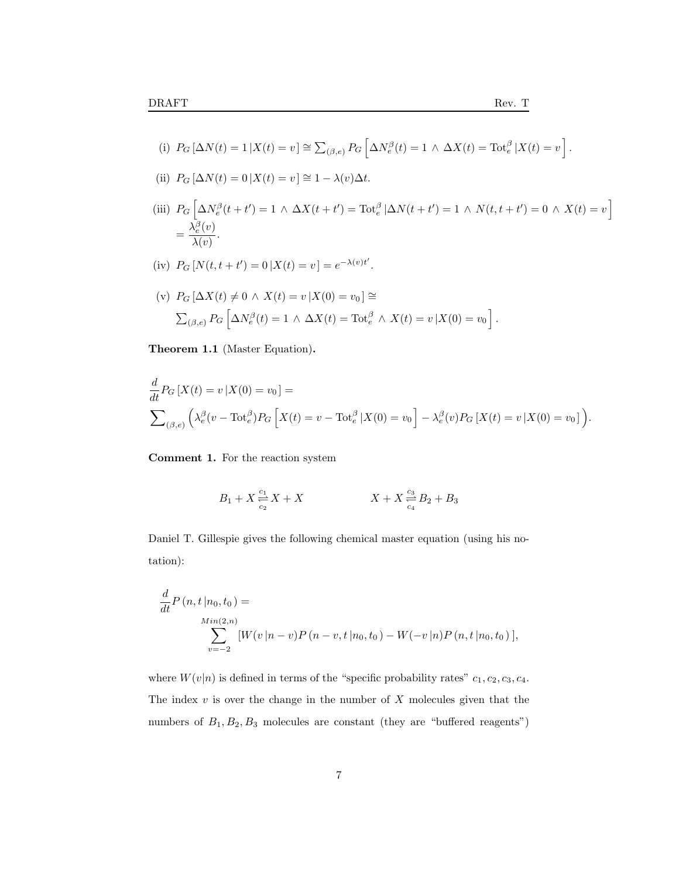(i) $P_G\left[\Delta N(t) = 1 \,|X(t) = v\right] \cong \sum_{(\beta,e)} P_G\left[\Delta N_e^\beta(t) = 1 \,\wedge\, \Delta X(t) = \mathrm{Tot}_e^\beta \,|X(t) = v\right]$.

(ii) $P_G\left[\Delta N(t) = 0 \,|X(t) = v\right] \cong 1 - \lambda(v)\Delta t$.

(iii) $P_G\left[\Delta N_e^\beta(t+t') = 1 \,\wedge\, \Delta X(t+t') = \mathrm{Tot}_e^\beta \,|\Delta N(t+t') = 1 \,\wedge\, N(t, t+t') = 0 \,\wedge\, X(t) = v\right]$
$= \dfrac{\lambda_e^\beta(v)}{\lambda(v)}$.

(iv) $P_G\left[N(t, t+t') = 0 \,|X(t) = v\right] = e^{-\lambda(v)t'}$.

(v) $P_G\left[\Delta X(t) \neq 0 \,\wedge\, X(t) = v \,|X(0) = v_0\right] \cong$
$\sum_{(\beta,e)} P_G\left[\Delta N_e^\beta(t) = 1 \,\wedge\, \Delta X(t) = \mathrm{Tot}_e^\beta \,\wedge\, X(t) = v \,|X(0) = v_0\right]$.

**Theorem 1.1** (Master Equation)**.**

$$\frac{d}{dt}P_G\left[X(t) = v \,|X(0) = v_0\right] =$$
$$\sum_{(\beta,e)}\Big(\lambda_e^\beta(v - \mathrm{Tot}_e^\beta)P_G\left[X(t) = v - \mathrm{Tot}_e^\beta \,|X(0) = v_0\right] - \lambda_e^\beta(v)P_G\left[X(t) = v \,|X(0) = v_0\right]\Big).$$

**Comment 1.** For the reaction system

$$B_1 + X \underset{c_2}{\overset{c_1}{\rightleftharpoons}} X + X \qquad\qquad X + X \underset{c_4}{\overset{c_3}{\rightleftharpoons}} B_2 + B_3$$

Daniel T. Gillespie gives the following chemical master equation (using his notation):

$$\frac{d}{dt}P\left(n, t\,|n_0, t_0\right) =$$
$$\sum_{v=-2}^{Min(2,n)}\left[W(v\,|n-v)P\left(n-v, t\,|n_0, t_0\right) - W(-v\,|n)P\left(n, t\,|n_0, t_0\right)\right],$$

where $W(v|n)$ is defined in terms of the "specific probability rates" $c_1, c_2, c_3, c_4$. The index $v$ is over the change in the number of $X$ molecules given that the numbers of $B_1, B_2, B_3$ molecules are constant (they are "buffered reagents")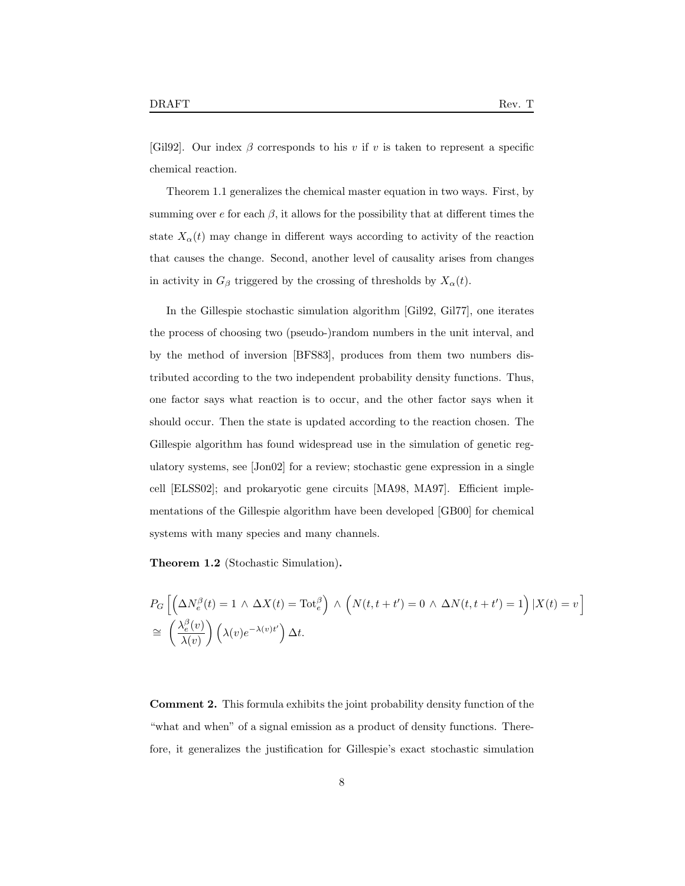[Gil92]. Our index $\beta$ corresponds to his $v$ if $v$ is taken to represent a specific chemical reaction.

Theorem 1.1 generalizes the chemical master equation in two ways. First, by summing over $e$ for each $\beta$, it allows for the possibility that at different times the state $X_\alpha(t)$ may change in different ways according to activity of the reaction that causes the change. Second, another level of causality arises from changes in activity in $G_\beta$ triggered by the crossing of thresholds by $X_\alpha(t)$.

In the Gillespie stochastic simulation algorithm [Gil92, Gil77], one iterates the process of choosing two (pseudo-)random numbers in the unit interval, and by the method of inversion [BFS83], produces from them two numbers distributed according to the two independent probability density functions. Thus, one factor says what reaction is to occur, and the other factor says when it should occur. Then the state is updated according to the reaction chosen. The Gillespie algorithm has found widespread use in the simulation of genetic regulatory systems, see [Jon02] for a review; stochastic gene expression in a single cell [ELSS02]; and prokaryotic gene circuits [MA98, MA97]. Efficient implementations of the Gillespie algorithm have been developed [GB00] for chemical systems with many species and many channels.

**Theorem 1.2** (Stochastic Simulation)**.**

$$
\begin{aligned}
&P_G\left[\left(\Delta N_e^\beta(t) = 1 \,\wedge\, \Delta X(t) = \mathrm{Tot}_e^\beta\right) \,\wedge\, \left(N(t, t+t') = 0 \,\wedge\, \Delta N(t, t+t') = 1\right) | X(t) = v\right] \\
&\cong \left(\frac{\lambda_e^\beta(v)}{\lambda(v)}\right)\left(\lambda(v) e^{-\lambda(v)t'}\right)\Delta t.
\end{aligned}
$$

**Comment 2.** This formula exhibits the joint probability density function of the "what and when" of a signal emission as a product of density functions. Therefore, it generalizes the justification for Gillespie's exact stochastic simulation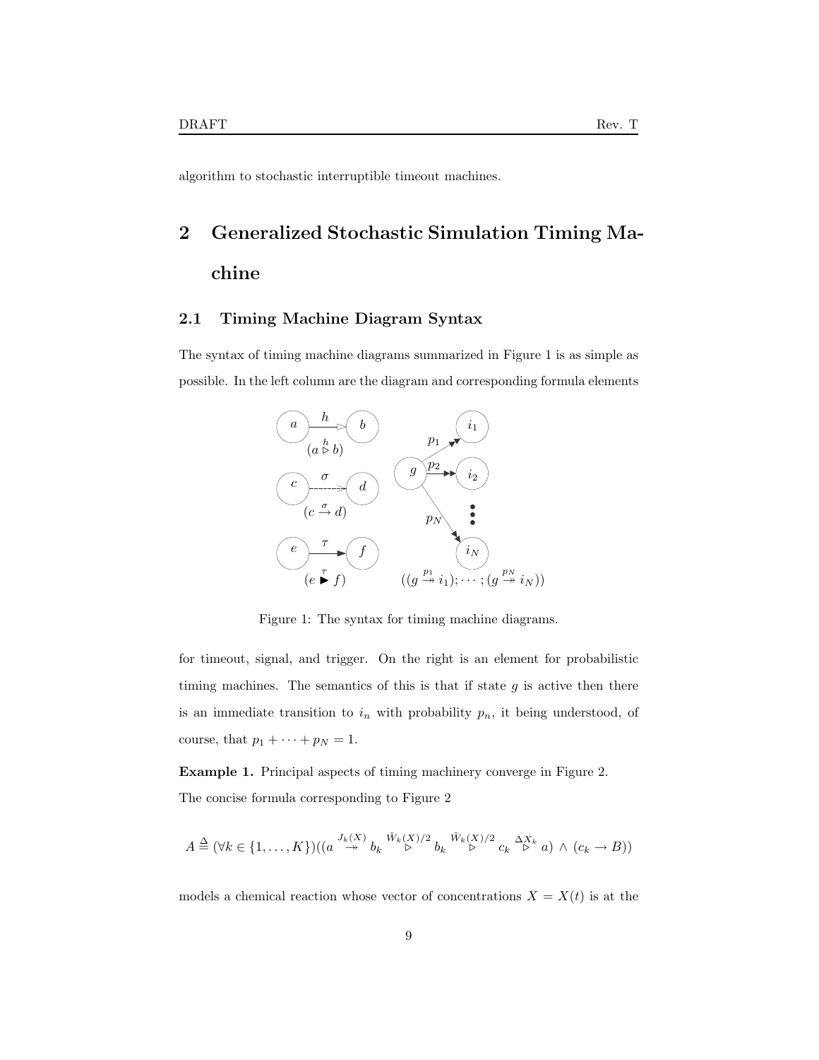algorithm to stochastic interruptible timeout machines.

# 2 Generalized Stochastic Simulation Timing Machine

## 2.1 Timing Machine Diagram Syntax

The syntax of timing machine diagrams summarized in Figure 1 is as simple as possible. In the left column are the diagram and corresponding formula elements

Figure 1: The syntax for timing machine diagrams.

for timeout, signal, and trigger. On the right is an element for probabilistic timing machines. The semantics of this is that if state $g$ is active then there is an immediate transition to $i_n$ with probability $p_n$, it being understood, of course, that $p_1 + \cdots + p_N = 1$.

**Example 1.** Principal aspects of timing machinery converge in Figure 2. The concise formula corresponding to Figure 2

$$A \triangleq (\forall k \in \{1, \ldots, K\})((a \overset{J_k(X)}{\twoheadrightarrow} b_k \overset{\tilde{W}_k(X)/2}{\triangleright} b_k \overset{\tilde{W}_k(X)/2}{\triangleright} c_k \overset{\Delta X_k}{\triangleright} a) \wedge (c_k \rightarrow B))$$

models a chemical reaction whose vector of concentrations $X = X(t)$ is at the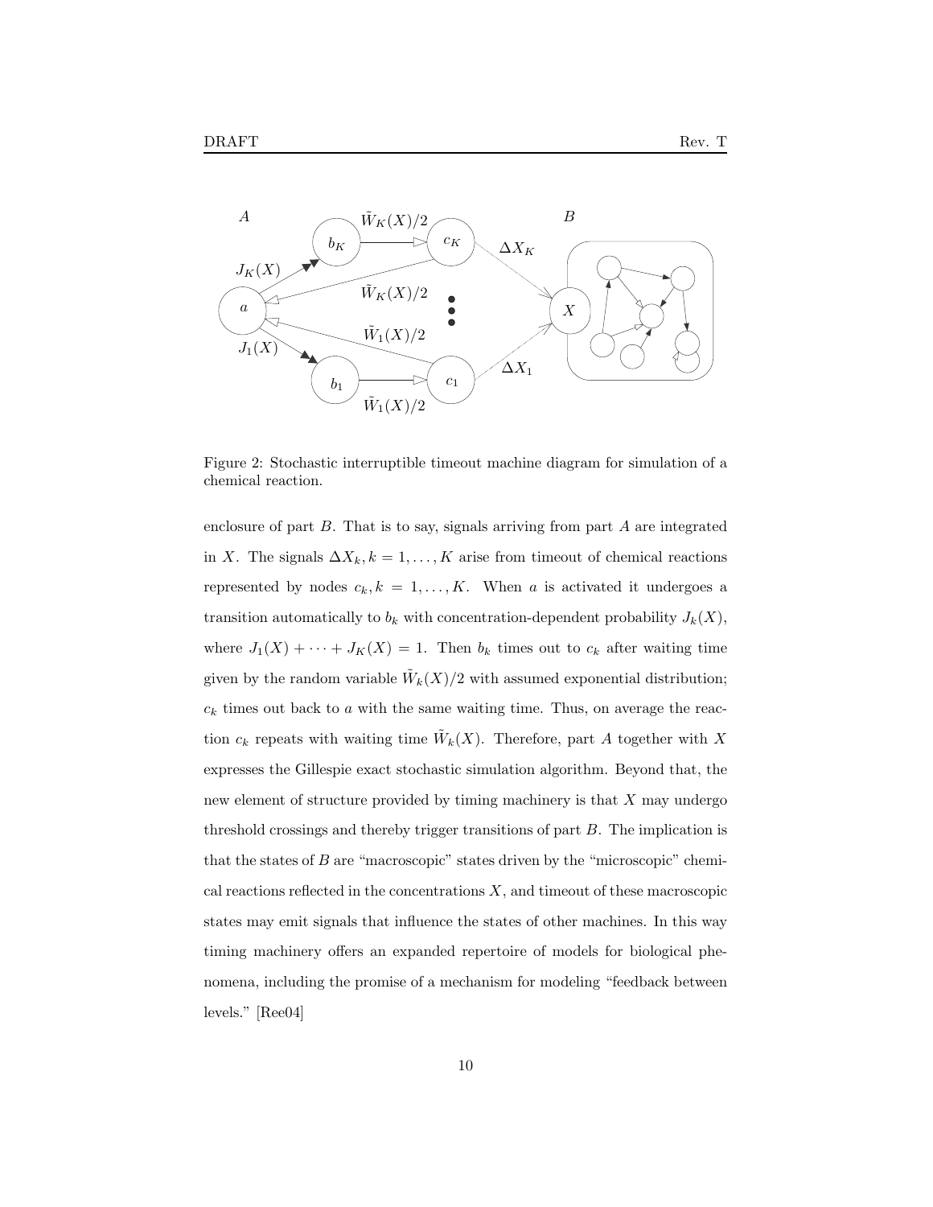Figure 2: Stochastic interruptible timeout machine diagram for simulation of a chemical reaction.

enclosure of part $B$. That is to say, signals arriving from part $A$ are integrated in $X$. The signals $\Delta X_k, k = 1, \ldots, K$ arise from timeout of chemical reactions represented by nodes $c_k, k = 1, \ldots, K$. When $a$ is activated it undergoes a transition automatically to $b_k$ with concentration-dependent probability $J_k(X)$, where $J_1(X) + \cdots + J_K(X) = 1$. Then $b_k$ times out to $c_k$ after waiting time given by the random variable $\tilde{W}_k(X)/2$ with assumed exponential distribution; $c_k$ times out back to $a$ with the same waiting time. Thus, on average the reaction $c_k$ repeats with waiting time $\tilde{W}_k(X)$. Therefore, part $A$ together with $X$ expresses the Gillespie exact stochastic simulation algorithm. Beyond that, the new element of structure provided by timing machinery is that $X$ may undergo threshold crossings and thereby trigger transitions of part $B$. The implication is that the states of $B$ are "macroscopic" states driven by the "microscopic" chemical reactions reflected in the concentrations $X$, and timeout of these macroscopic states may emit signals that influence the states of other machines. In this way timing machinery offers an expanded repertoire of models for biological phenomena, including the promise of a mechanism for modeling "feedback between levels." [Ree04]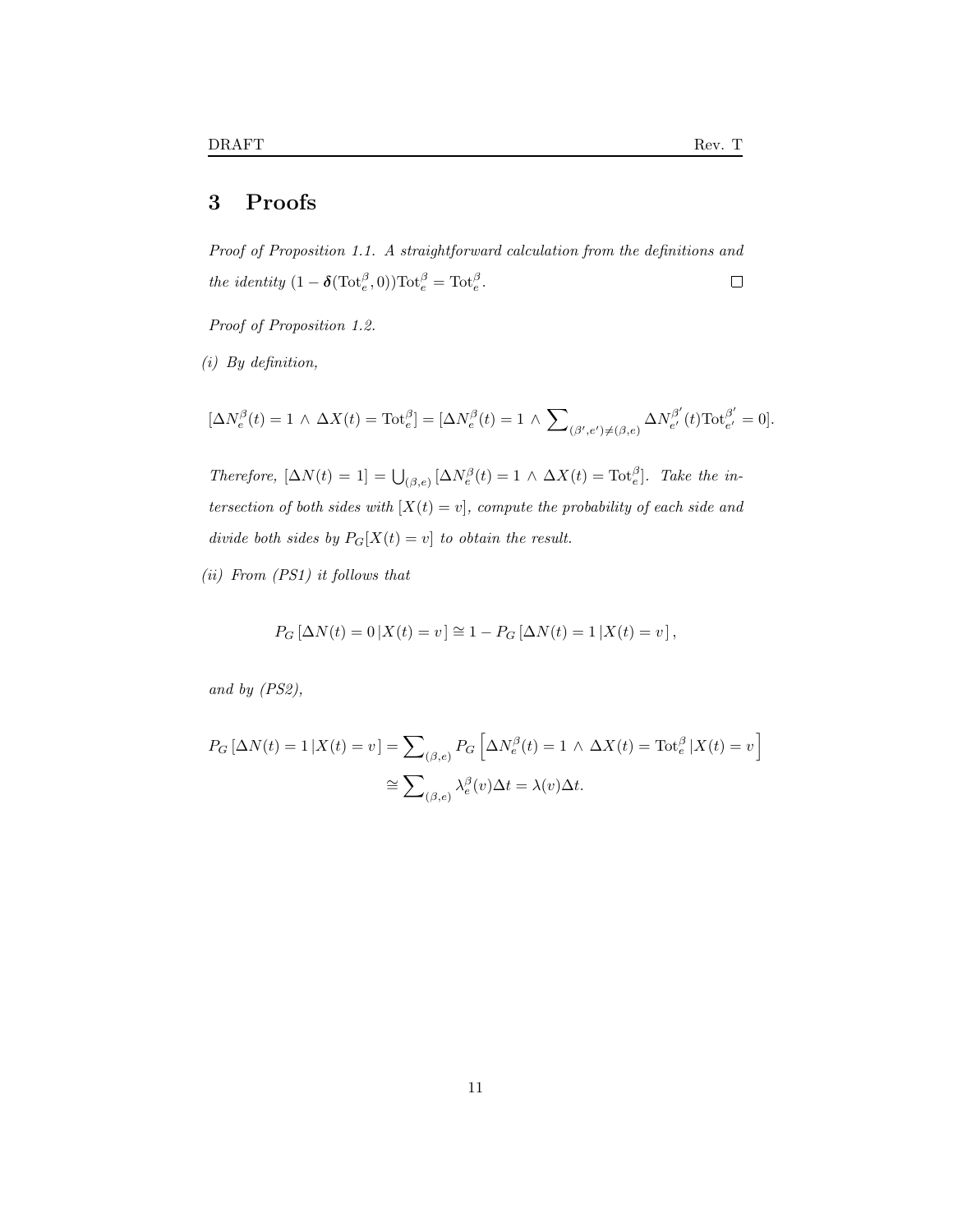## 3 Proofs

*Proof of Proposition 1.1.* *A straightforward calculation from the definitions and the identity* $(1 - \boldsymbol{\delta}(\mathrm{Tot}_e^\beta, 0))\mathrm{Tot}_e^\beta = \mathrm{Tot}_e^\beta$. □

*Proof of Proposition 1.2.*

*(i) By definition,*

$$[\Delta N_e^\beta(t) = 1 \wedge \Delta X(t) = \mathrm{Tot}_e^\beta] = [\Delta N_e^\beta(t) = 1 \wedge \sum\nolimits_{(\beta',e') \neq (\beta,e)} \Delta N_{e'}^{\beta'}(t)\mathrm{Tot}_{e'}^{\beta'} = 0].$$

*Therefore,* $[\Delta N(t) = 1] = \bigcup_{(\beta,e)} [\Delta N_e^\beta(t) = 1 \wedge \Delta X(t) = \mathrm{Tot}_e^\beta]$*. Take the intersection of both sides with* $[X(t) = v]$*, compute the probability of each side and divide both sides by* $P_G[X(t) = v]$ *to obtain the result.*

*(ii) From (PS1) it follows that*

$$P_G\left[\Delta N(t) = 0 \,|X(t) = v\,\right] \cong 1 - P_G\left[\Delta N(t) = 1 \,|X(t) = v\,\right],$$

*and by (PS2),*

$$\begin{aligned} P_G\left[\Delta N(t) = 1 \,|X(t) = v\,\right] &= \sum\nolimits_{(\beta,e)} P_G\left[\Delta N_e^\beta(t) = 1 \wedge \Delta X(t) = \mathrm{Tot}_e^\beta \,|X(t) = v\,\right] \\ &\cong \sum\nolimits_{(\beta,e)} \lambda_e^\beta(v)\Delta t = \lambda(v)\Delta t. \end{aligned}$$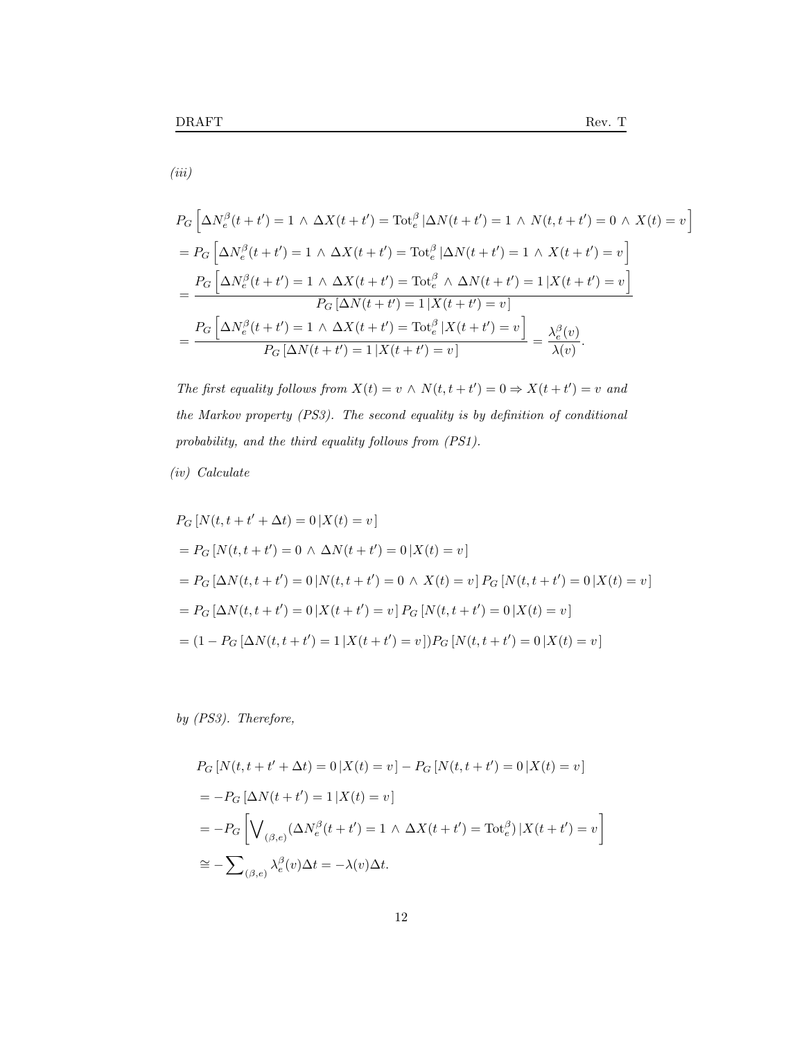*(iii)*

$$
\begin{aligned}
& P_G\left[\Delta N_e^\beta(t+t') = 1 \,\wedge\, \Delta X(t+t') = \mathrm{Tot}_e^\beta \,|\Delta N(t+t') = 1 \,\wedge\, N(t,t+t') = 0 \,\wedge\, X(t) = v\right] \\
&= P_G\left[\Delta N_e^\beta(t+t') = 1 \,\wedge\, \Delta X(t+t') = \mathrm{Tot}_e^\beta \,|\Delta N(t+t') = 1 \,\wedge\, X(t+t') = v\right] \\
&= \frac{P_G\left[\Delta N_e^\beta(t+t') = 1 \,\wedge\, \Delta X(t+t') = \mathrm{Tot}_e^\beta \,\wedge\, \Delta N(t+t') = 1 \,|X(t+t') = v\right]}{P_G\left[\Delta N(t+t') = 1 \,|X(t+t') = v\right]} \\
&= \frac{P_G\left[\Delta N_e^\beta(t+t') = 1 \,\wedge\, \Delta X(t+t') = \mathrm{Tot}_e^\beta \,|X(t+t') = v\right]}{P_G\left[\Delta N(t+t') = 1 \,|X(t+t') = v\right]} = \frac{\lambda_e^\beta(v)}{\lambda(v)}.
\end{aligned}
$$

*The first equality follows from $X(t) = v \wedge N(t,t+t') = 0 \Rightarrow X(t+t') = v$ and the Markov property (PS3). The second equality is by definition of conditional probability, and the third equality follows from (PS1).*

*(iv) Calculate*

$$
\begin{aligned}
& P_G\left[N(t,t+t'+\Delta t) = 0 \,|X(t) = v\right] \\
&= P_G\left[N(t,t+t') = 0 \,\wedge\, \Delta N(t+t') = 0 \,|X(t) = v\right] \\
&= P_G\left[\Delta N(t,t+t') = 0 \,|N(t,t+t') = 0 \,\wedge\, X(t) = v\right] P_G\left[N(t,t+t') = 0 \,|X(t) = v\right] \\
&= P_G\left[\Delta N(t,t+t') = 0 \,|X(t+t') = v\right] P_G\left[N(t,t+t') = 0 \,|X(t) = v\right] \\
&= (1 - P_G\left[\Delta N(t,t+t') = 1 \,|X(t+t') = v\right]) P_G\left[N(t,t+t') = 0 \,|X(t) = v\right]
\end{aligned}
$$

*by (PS3). Therefore,*

$$
\begin{aligned}
& P_G\left[N(t,t+t'+\Delta t) = 0 \,|X(t) = v\right] - P_G\left[N(t,t+t') = 0 \,|X(t) = v\right] \\
&= -P_G\left[\Delta N(t+t') = 1 \,|X(t) = v\right] \\
&= -P_G\left[\bigvee\nolimits_{(\beta,e)} (\Delta N_e^\beta(t+t') = 1 \,\wedge\, \Delta X(t+t') = \mathrm{Tot}_e^\beta) \,|X(t+t') = v\right] \\
&\cong -\sum\nolimits_{(\beta,e)} \lambda_e^\beta(v)\Delta t = -\lambda(v)\Delta t.
\end{aligned}
$$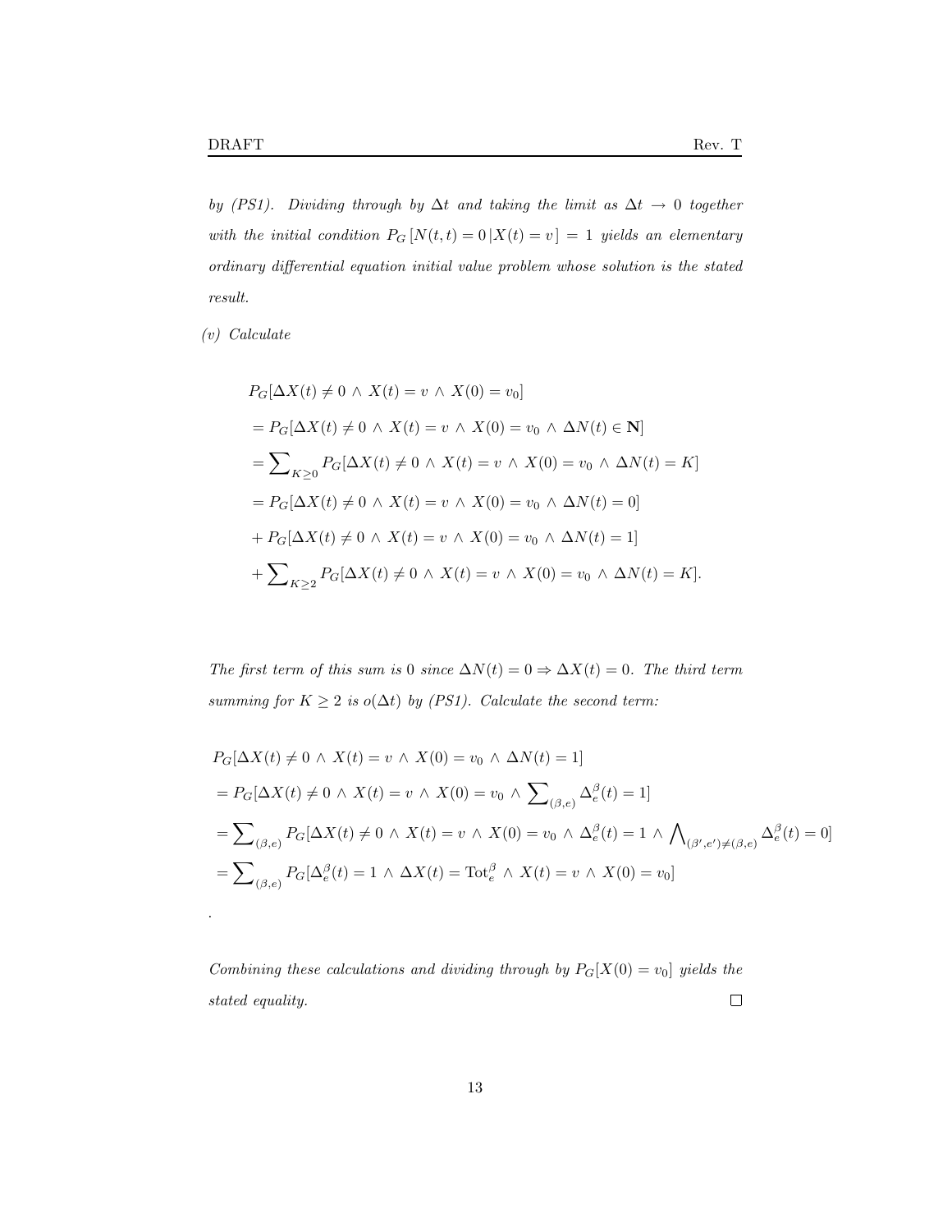*by (PS1). Dividing through by $\Delta t$ and taking the limit as $\Delta t \to 0$ together with the initial condition $P_G\left[N(t,t) = 0 \,|X(t) = v\,\right] = 1$ yields an elementary ordinary differential equation initial value problem whose solution is the stated result.*

*(v) Calculate*

$$
\begin{aligned}
&P_G[\Delta X(t) \neq 0 \,\wedge\, X(t) = v \,\wedge\, X(0) = v_0] \\
&= P_G[\Delta X(t) \neq 0 \,\wedge\, X(t) = v \,\wedge\, X(0) = v_0 \,\wedge\, \Delta N(t) \in \mathbf{N}] \\
&= \sum\nolimits_{K \geq 0} P_G[\Delta X(t) \neq 0 \,\wedge\, X(t) = v \,\wedge\, X(0) = v_0 \,\wedge\, \Delta N(t) = K] \\
&= P_G[\Delta X(t) \neq 0 \,\wedge\, X(t) = v \,\wedge\, X(0) = v_0 \,\wedge\, \Delta N(t) = 0] \\
&+ P_G[\Delta X(t) \neq 0 \,\wedge\, X(t) = v \,\wedge\, X(0) = v_0 \,\wedge\, \Delta N(t) = 1] \\
&+ \sum\nolimits_{K \geq 2} P_G[\Delta X(t) \neq 0 \,\wedge\, X(t) = v \,\wedge\, X(0) = v_0 \,\wedge\, \Delta N(t) = K].
\end{aligned}
$$

*The first term of this sum is 0 since $\Delta N(t) = 0 \Rightarrow \Delta X(t) = 0$. The third term summing for $K \geq 2$ is $o(\Delta t)$ by (PS1). Calculate the second term:*

$$
\begin{aligned}
&P_G[\Delta X(t) \neq 0 \,\wedge\, X(t) = v \,\wedge\, X(0) = v_0 \,\wedge\, \Delta N(t) = 1] \\
&= P_G[\Delta X(t) \neq 0 \,\wedge\, X(t) = v \,\wedge\, X(0) = v_0 \,\wedge\, \sum\nolimits_{(\beta,e)} \Delta_e^\beta(t) = 1] \\
&= \sum\nolimits_{(\beta,e)} P_G[\Delta X(t) \neq 0 \,\wedge\, X(t) = v \,\wedge\, X(0) = v_0 \,\wedge\, \Delta_e^\beta(t) = 1 \,\wedge\, \bigwedge\nolimits_{(\beta',e') \neq (\beta,e)} \Delta_e^\beta(t) = 0] \\
&= \sum\nolimits_{(\beta,e)} P_G[\Delta_e^\beta(t) = 1 \,\wedge\, \Delta X(t) = \mathrm{Tot}_e^\beta \,\wedge\, X(t) = v \,\wedge\, X(0) = v_0]
\end{aligned}
$$

.

*Combining these calculations and dividing through by $P_G[X(0) = v_0]$ yields the stated equality.* □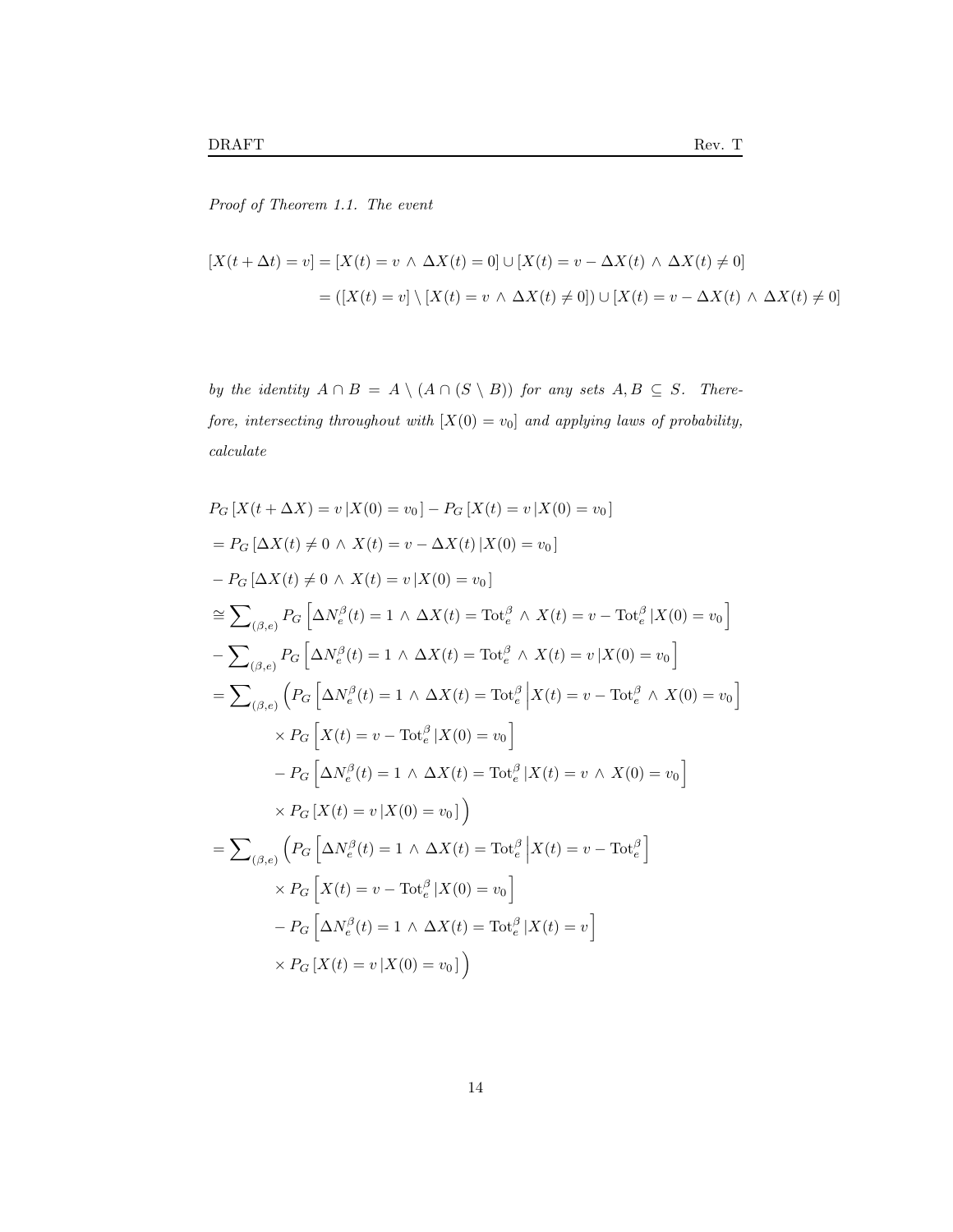*Proof of Theorem 1.1. The event*

$$
\begin{aligned}
[X(t+\Delta t) = v] &= [X(t) = v \,\wedge\, \Delta X(t) = 0] \cup [X(t) = v - \Delta X(t) \,\wedge\, \Delta X(t) \neq 0] \\
&= ([X(t) = v] \setminus [X(t) = v \,\wedge\, \Delta X(t) \neq 0]) \cup [X(t) = v - \Delta X(t) \,\wedge\, \Delta X(t) \neq 0]
\end{aligned}
$$

*by the identity $A \cap B = A \setminus (A \cap (S \setminus B))$ for any sets $A, B \subseteq S$. Therefore, intersecting throughout with $[X(0) = v_0]$ and applying laws of probability, calculate*

$$
\begin{aligned}
&P_G\left[X(t+\Delta X) = v \,|X(0) = v_0\right] - P_G\left[X(t) = v \,|X(0) = v_0\right] \\
&= P_G\left[\Delta X(t) \neq 0 \,\wedge\, X(t) = v - \Delta X(t) \,|X(0) = v_0\right] \\
&- P_G\left[\Delta X(t) \neq 0 \,\wedge\, X(t) = v \,|X(0) = v_0\right] \\
&\cong \sum\nolimits_{(\beta,e)} P_G\left[\Delta N_e^\beta(t) = 1 \,\wedge\, \Delta X(t) = \mathrm{Tot}_e^\beta \,\wedge\, X(t) = v - \mathrm{Tot}_e^\beta \,|X(0) = v_0\right] \\
&- \sum\nolimits_{(\beta,e)} P_G\left[\Delta N_e^\beta(t) = 1 \,\wedge\, \Delta X(t) = \mathrm{Tot}_e^\beta \,\wedge\, X(t) = v \,|X(0) = v_0\right] \\
&= \sum\nolimits_{(\beta,e)} \Big(P_G\left[\Delta N_e^\beta(t) = 1 \,\wedge\, \Delta X(t) = \mathrm{Tot}_e^\beta \,\Big|X(t) = v - \mathrm{Tot}_e^\beta \,\wedge\, X(0) = v_0\right] \\
&\qquad \times P_G\left[X(t) = v - \mathrm{Tot}_e^\beta \,|X(0) = v_0\right] \\
&\qquad - P_G\left[\Delta N_e^\beta(t) = 1 \,\wedge\, \Delta X(t) = \mathrm{Tot}_e^\beta \,|X(t) = v \,\wedge\, X(0) = v_0\right] \\
&\qquad \times P_G\left[X(t) = v \,|X(0) = v_0\right]\Big) \\
&= \sum\nolimits_{(\beta,e)} \Big(P_G\left[\Delta N_e^\beta(t) = 1 \,\wedge\, \Delta X(t) = \mathrm{Tot}_e^\beta \,\Big|X(t) = v - \mathrm{Tot}_e^\beta\right] \\
&\qquad \times P_G\left[X(t) = v - \mathrm{Tot}_e^\beta \,|X(0) = v_0\right] \\
&\qquad - P_G\left[\Delta N_e^\beta(t) = 1 \,\wedge\, \Delta X(t) = \mathrm{Tot}_e^\beta \,|X(t) = v\right] \\
&\qquad \times P_G\left[X(t) = v \,|X(0) = v_0\right]\Big)
\end{aligned}
$$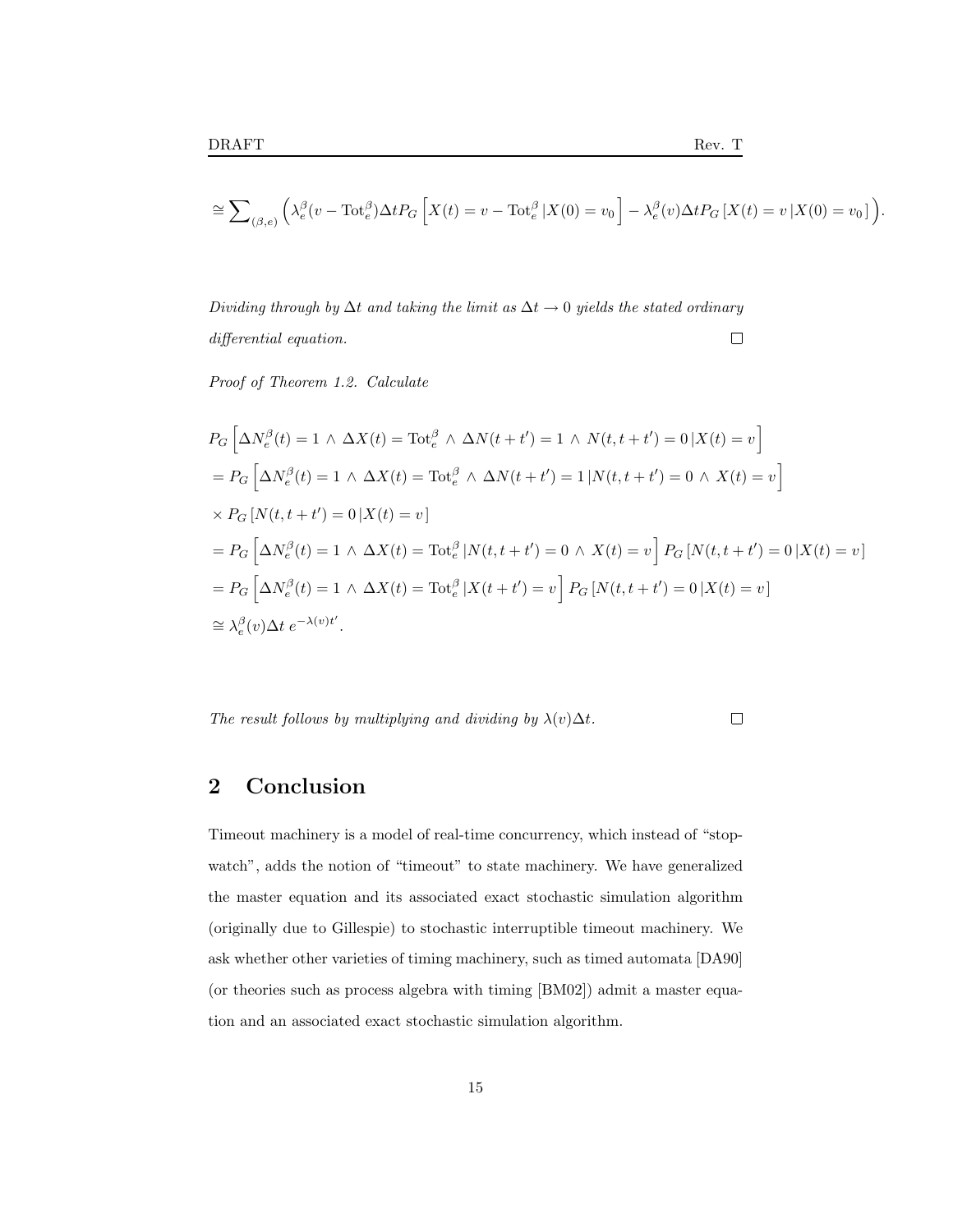$$\cong \sum_{(\beta,e)} \left( \lambda_e^\beta(v - \mathrm{Tot}_e^\beta) \Delta t P_G \left[ X(t) = v - \mathrm{Tot}_e^\beta \,|\, X(0) = v_0 \right] - \lambda_e^\beta(v) \Delta t P_G \left[ X(t) = v \,|\, X(0) = v_0 \right] \right).$$

*Dividing through by $\Delta t$ and taking the limit as $\Delta t \to 0$ yields the stated ordinary differential equation.* □

*Proof of Theorem 1.2. Calculate*

$$
\begin{aligned}
& P_G \left[ \Delta N_e^\beta(t) = 1 \wedge \Delta X(t) = \mathrm{Tot}_e^\beta \wedge \Delta N(t + t') = 1 \wedge N(t, t + t') = 0 \,|\, X(t) = v \right] \\
& = P_G \left[ \Delta N_e^\beta(t) = 1 \wedge \Delta X(t) = \mathrm{Tot}_e^\beta \wedge \Delta N(t + t') = 1 \,|\, N(t, t + t') = 0 \wedge X(t) = v \right] \\
& \times P_G \left[ N(t, t + t') = 0 \,|\, X(t) = v \right] \\
& = P_G \left[ \Delta N_e^\beta(t) = 1 \wedge \Delta X(t) = \mathrm{Tot}_e^\beta \,|\, N(t, t + t') = 0 \wedge X(t) = v \right] P_G \left[ N(t, t + t') = 0 \,|\, X(t) = v \right] \\
& = P_G \left[ \Delta N_e^\beta(t) = 1 \wedge \Delta X(t) = \mathrm{Tot}_e^\beta \,|\, X(t + t') = v \right] P_G \left[ N(t, t + t') = 0 \,|\, X(t) = v \right] \\
& \cong \lambda_e^\beta(v) \Delta t \, e^{-\lambda(v) t'}.
\end{aligned}
$$

*The result follows by multiplying and dividing by $\lambda(v)\Delta t$.* □

## 2 Conclusion

Timeout machinery is a model of real-time concurrency, which instead of "stop-watch", adds the notion of "timeout" to state machinery. We have generalized the master equation and its associated exact stochastic simulation algorithm (originally due to Gillespie) to stochastic interruptible timeout machinery. We ask whether other varieties of timing machinery, such as timed automata [DA90] (or theories such as process algebra with timing [BM02]) admit a master equation and an associated exact stochastic simulation algorithm.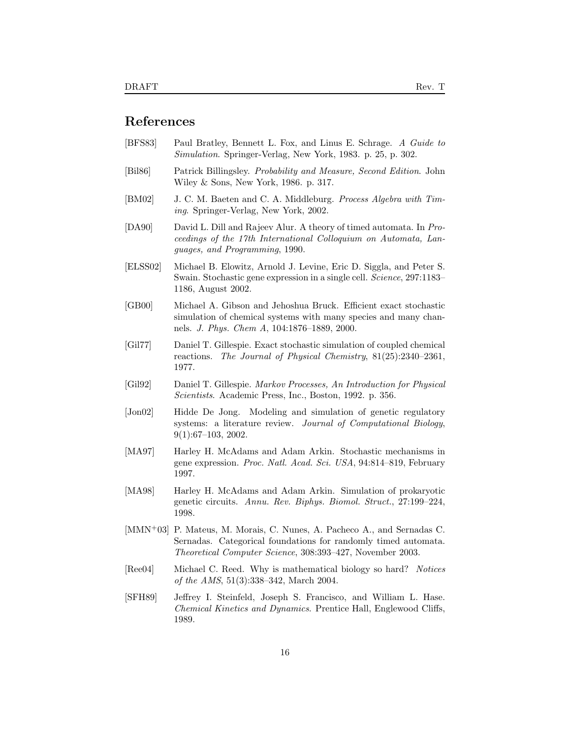## References

[BFS83] Paul Bratley, Bennett L. Fox, and Linus E. Schrage. *A Guide to Simulation*. Springer-Verlag, New York, 1983. p. 25, p. 302.

[Bil86] Patrick Billingsley. *Probability and Measure, Second Edition*. John Wiley & Sons, New York, 1986. p. 317.

[BM02] J. C. M. Baeten and C. A. Middleburg. *Process Algebra with Timing*. Springer-Verlag, New York, 2002.

[DA90] David L. Dill and Rajeev Alur. A theory of timed automata. In *Proceedings of the 17th International Colloquium on Automata, Languages, and Programming*, 1990.

[ELSS02] Michael B. Elowitz, Arnold J. Levine, Eric D. Siggla, and Peter S. Swain. Stochastic gene expression in a single cell. *Science*, 297:1183–1186, August 2002.

[GB00] Michael A. Gibson and Jehoshua Bruck. Efficient exact stochastic simulation of chemical systems with many species and many channels. *J. Phys. Chem A*, 104:1876–1889, 2000.

[Gil77] Daniel T. Gillespie. Exact stochastic simulation of coupled chemical reactions. *The Journal of Physical Chemistry*, 81(25):2340–2361, 1977.

[Gil92] Daniel T. Gillespie. *Markov Processes, An Introduction for Physical Scientists*. Academic Press, Inc., Boston, 1992. p. 356.

[Jon02] Hidde De Jong. Modeling and simulation of genetic regulatory systems: a literature review. *Journal of Computational Biology*, 9(1):67–103, 2002.

[MA97] Harley H. McAdams and Adam Arkin. Stochastic mechanisms in gene expression. *Proc. Natl. Acad. Sci. USA*, 94:814–819, February 1997.

[MA98] Harley H. McAdams and Adam Arkin. Simulation of prokaryotic genetic circuits. *Annu. Rev. Biphys. Biomol. Struct.*, 27:199–224, 1998.

[MMN+03] P. Mateus, M. Morais, C. Nunes, A. Pacheco A., and Sernadas C. Sernadas. Categorical foundations for randomly timed automata. *Theoretical Computer Science*, 308:393–427, November 2003.

[Ree04] Michael C. Reed. Why is mathematical biology so hard? *Notices of the AMS*, 51(3):338–342, March 2004.

[SFH89] Jeffrey I. Steinfeld, Joseph S. Francisco, and William L. Hase. *Chemical Kinetics and Dynamics*. Prentice Hall, Englewood Cliffs, 1989.